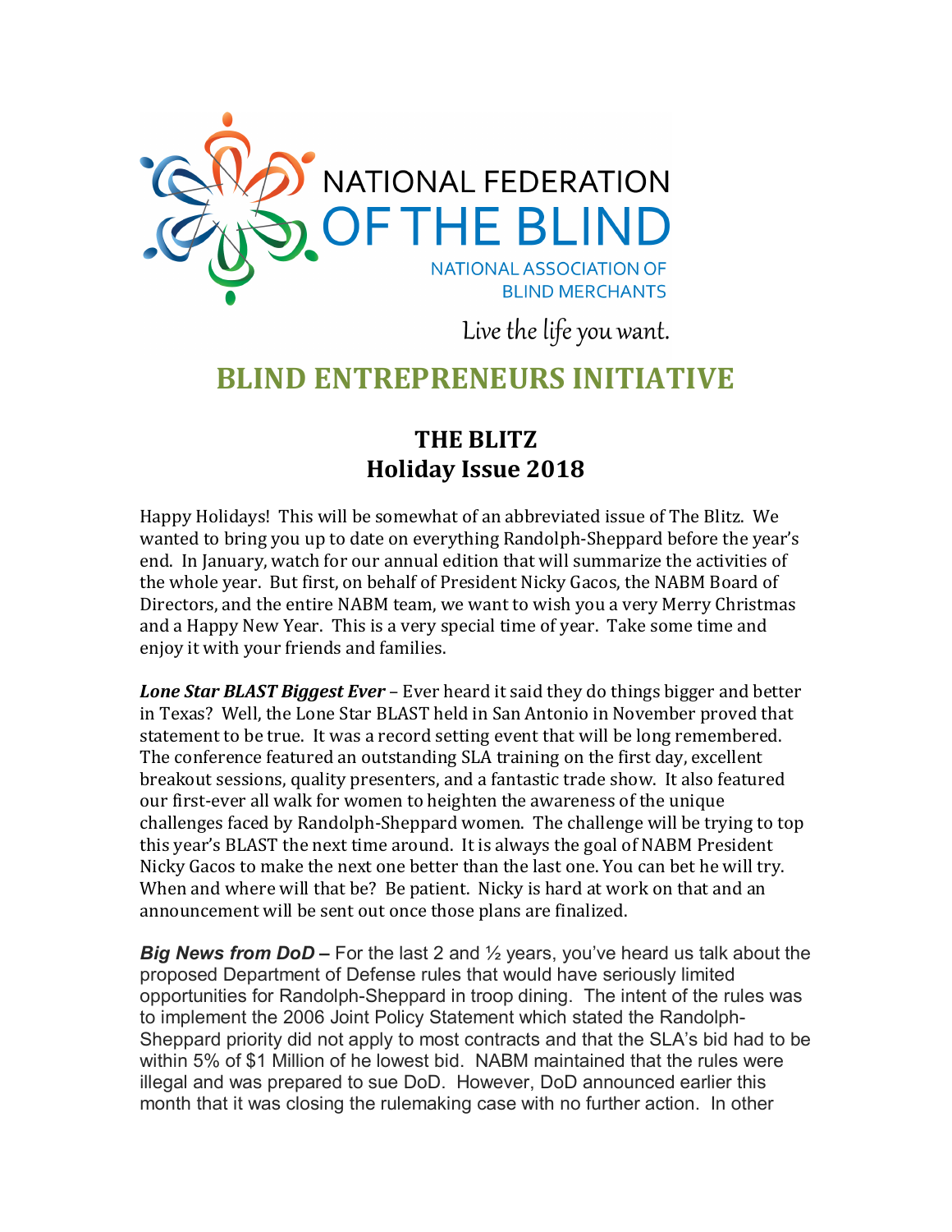NATIONAL FEDERATION OF THE BLIND

NATIONAL ASSOCIATION OF BLIND MERCHANTS

Live the life you want.

# BLIND ENTREPRENEURS INITIATIVE

## THE BLITZ
## Holiday Issue 2018

Happy Holidays! This will be somewhat of an abbreviated issue of The Blitz. We wanted to bring you up to date on everything Randolph-Sheppard before the year's end. In January, watch for our annual edition that will summarize the activities of the whole year. But first, on behalf of President Nicky Gacos, the NABM Board of Directors, and the entire NABM team, we want to wish you a very Merry Christmas and a Happy New Year. This is a very special time of year. Take some time and enjoy it with your friends and families.

***Lone Star BLAST Biggest Ever*** – Ever heard it said they do things bigger and better in Texas? Well, the Lone Star BLAST held in San Antonio in November proved that statement to be true. It was a record setting event that will be long remembered. The conference featured an outstanding SLA training on the first day, excellent breakout sessions, quality presenters, and a fantastic trade show. It also featured our first-ever all walk for women to heighten the awareness of the unique challenges faced by Randolph-Sheppard women. The challenge will be trying to top this year's BLAST the next time around. It is always the goal of NABM President Nicky Gacos to make the next one better than the last one. You can bet he will try. When and where will that be? Be patient. Nicky is hard at work on that and an announcement will be sent out once those plans are finalized.

***Big News from DoD –*** For the last 2 and ½ years, you've heard us talk about the proposed Department of Defense rules that would have seriously limited opportunities for Randolph-Sheppard in troop dining. The intent of the rules was to implement the 2006 Joint Policy Statement which stated the Randolph-Sheppard priority did not apply to most contracts and that the SLA's bid had to be within 5% of $1 Million of he lowest bid. NABM maintained that the rules were illegal and was prepared to sue DoD. However, DoD announced earlier this month that it was closing the rulemaking case with no further action. In other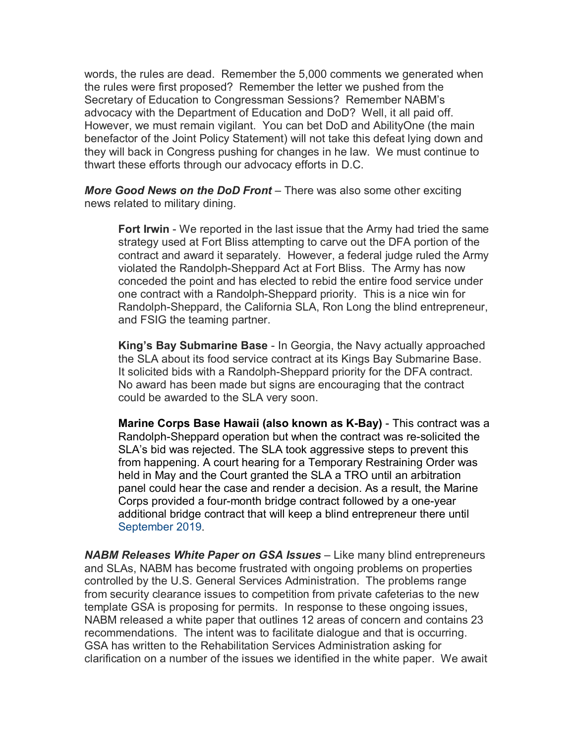words, the rules are dead. Remember the 5,000 comments we generated when the rules were first proposed? Remember the letter we pushed from the Secretary of Education to Congressman Sessions? Remember NABM's advocacy with the Department of Education and DoD? Well, it all paid off. However, we must remain vigilant. You can bet DoD and AbilityOne (the main benefactor of the Joint Policy Statement) will not take this defeat lying down and they will back in Congress pushing for changes in he law. We must continue to thwart these efforts through our advocacy efforts in D.C.

***More Good News on the DoD Front*** – There was also some other exciting news related to military dining.

> **Fort Irwin** - We reported in the last issue that the Army had tried the same strategy used at Fort Bliss attempting to carve out the DFA portion of the contract and award it separately. However, a federal judge ruled the Army violated the Randolph-Sheppard Act at Fort Bliss. The Army has now conceded the point and has elected to rebid the entire food service under one contract with a Randolph-Sheppard priority. This is a nice win for Randolph-Sheppard, the California SLA, Ron Long the blind entrepreneur, and FSIG the teaming partner.
>
> **King's Bay Submarine Base** - In Georgia, the Navy actually approached the SLA about its food service contract at its Kings Bay Submarine Base. It solicited bids with a Randolph-Sheppard priority for the DFA contract. No award has been made but signs are encouraging that the contract could be awarded to the SLA very soon.
>
> **Marine Corps Base Hawaii (also known as K-Bay)** - This contract was a Randolph-Sheppard operation but when the contract was re-solicited the SLA's bid was rejected. The SLA took aggressive steps to prevent this from happening. A court hearing for a Temporary Restraining Order was held in May and the Court granted the SLA a TRO until an arbitration panel could hear the case and render a decision. As a result, the Marine Corps provided a four-month bridge contract followed by a one-year additional bridge contract that will keep a blind entrepreneur there until September 2019.

***NABM Releases White Paper on GSA Issues*** – Like many blind entrepreneurs and SLAs, NABM has become frustrated with ongoing problems on properties controlled by the U.S. General Services Administration. The problems range from security clearance issues to competition from private cafeterias to the new template GSA is proposing for permits. In response to these ongoing issues, NABM released a white paper that outlines 12 areas of concern and contains 23 recommendations. The intent was to facilitate dialogue and that is occurring. GSA has written to the Rehabilitation Services Administration asking for clarification on a number of the issues we identified in the white paper. We await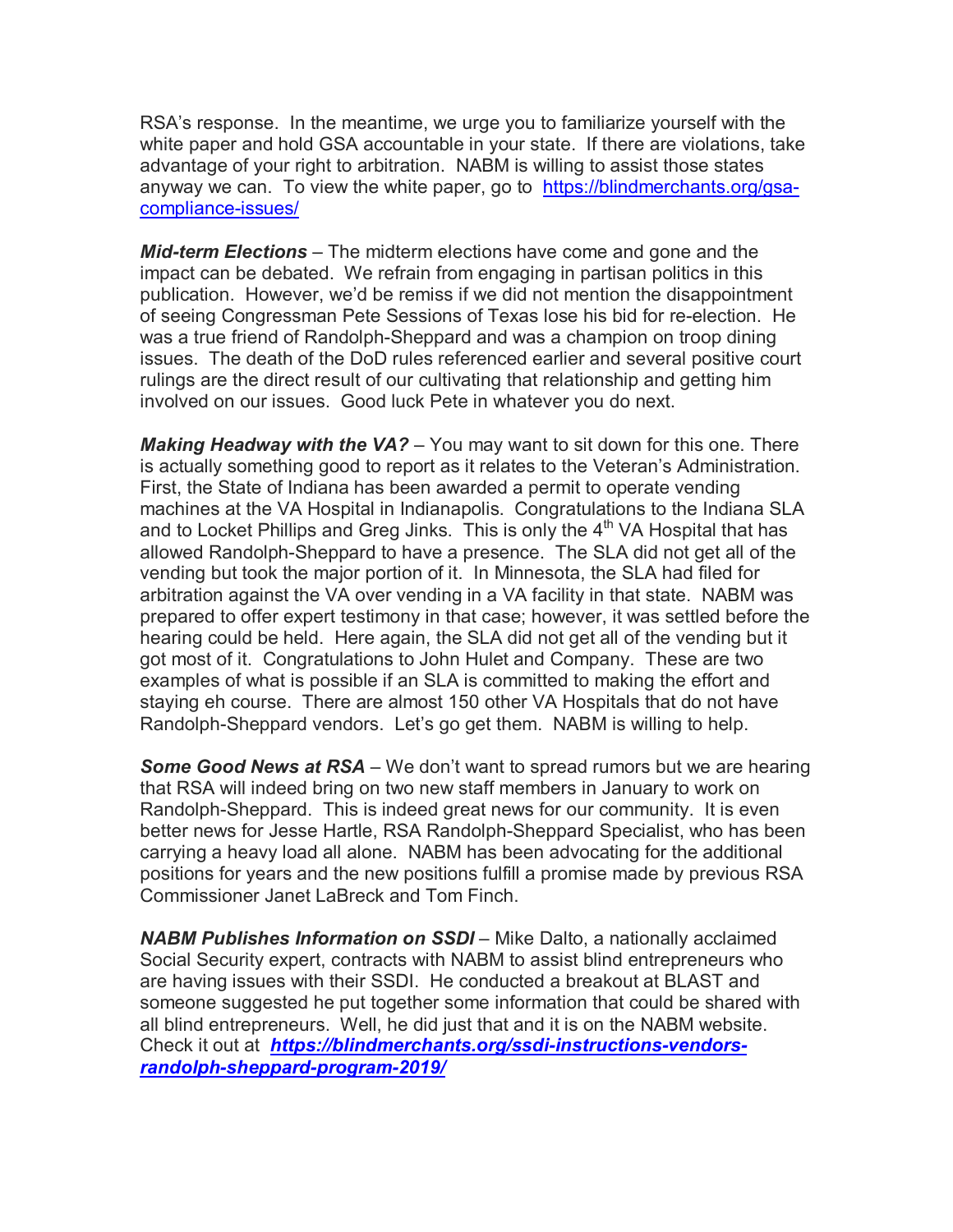RSA's response. In the meantime, we urge you to familiarize yourself with the white paper and hold GSA accountable in your state. If there are violations, take advantage of your right to arbitration. NABM is willing to assist those states anyway we can. To view the white paper, go to [https://blindmerchants.org/gsa-compliance-issues/](https://blindmerchants.org/gsa-compliance-issues/)

***Mid-term Elections*** – The midterm elections have come and gone and the impact can be debated. We refrain from engaging in partisan politics in this publication. However, we'd be remiss if we did not mention the disappointment of seeing Congressman Pete Sessions of Texas lose his bid for re-election. He was a true friend of Randolph-Sheppard and was a champion on troop dining issues. The death of the DoD rules referenced earlier and several positive court rulings are the direct result of our cultivating that relationship and getting him involved on our issues. Good luck Pete in whatever you do next.

***Making Headway with the VA?*** – You may want to sit down for this one. There is actually something good to report as it relates to the Veteran's Administration. First, the State of Indiana has been awarded a permit to operate vending machines at the VA Hospital in Indianapolis. Congratulations to the Indiana SLA and to Locket Phillips and Greg Jinks. This is only the 4th VA Hospital that has allowed Randolph-Sheppard to have a presence. The SLA did not get all of the vending but took the major portion of it. In Minnesota, the SLA had filed for arbitration against the VA over vending in a VA facility in that state. NABM was prepared to offer expert testimony in that case; however, it was settled before the hearing could be held. Here again, the SLA did not get all of the vending but it got most of it. Congratulations to John Hulet and Company. These are two examples of what is possible if an SLA is committed to making the effort and staying eh course. There are almost 150 other VA Hospitals that do not have Randolph-Sheppard vendors. Let's go get them. NABM is willing to help.

***Some Good News at RSA*** – We don't want to spread rumors but we are hearing that RSA will indeed bring on two new staff members in January to work on Randolph-Sheppard. This is indeed great news for our community. It is even better news for Jesse Hartle, RSA Randolph-Sheppard Specialist, who has been carrying a heavy load all alone. NABM has been advocating for the additional positions for years and the new positions fulfill a promise made by previous RSA Commissioner Janet LaBreck and Tom Finch.

***NABM Publishes Information on SSDI*** – Mike Dalto, a nationally acclaimed Social Security expert, contracts with NABM to assist blind entrepreneurs who are having issues with their SSDI. He conducted a breakout at BLAST and someone suggested he put together some information that could be shared with all blind entrepreneurs. Well, he did just that and it is on the NABM website. Check it out at ***[https://blindmerchants.org/ssdi-instructions-vendors-randolph-sheppard-program-2019/](https://blindmerchants.org/ssdi-instructions-vendors-randolph-sheppard-program-2019/)***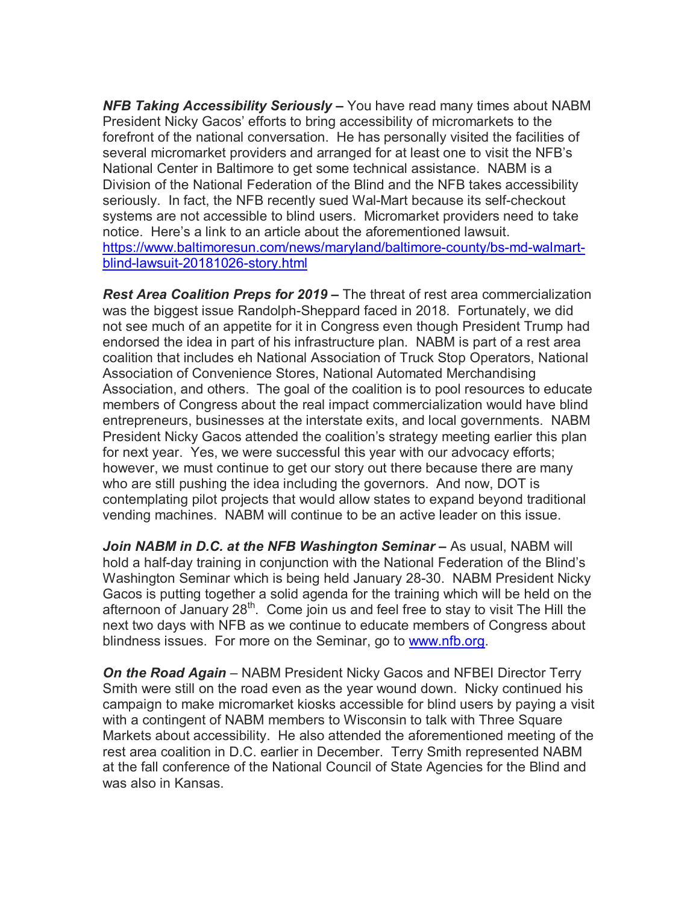***NFB Taking Accessibility Seriously –*** You have read many times about NABM President Nicky Gacos' efforts to bring accessibility of micromarkets to the forefront of the national conversation. He has personally visited the facilities of several micromarket providers and arranged for at least one to visit the NFB's National Center in Baltimore to get some technical assistance. NABM is a Division of the National Federation of the Blind and the NFB takes accessibility seriously. In fact, the NFB recently sued Wal-Mart because its self-checkout systems are not accessible to blind users. Micromarket providers need to take notice. Here's a link to an article about the aforementioned lawsuit. [https://www.baltimoresun.com/news/maryland/baltimore-county/bs-md-walmart-blind-lawsuit-20181026-story.html](https://www.baltimoresun.com/news/maryland/baltimore-county/bs-md-walmart-blind-lawsuit-20181026-story.html)

***Rest Area Coalition Preps for 2019 –*** The threat of rest area commercialization was the biggest issue Randolph-Sheppard faced in 2018. Fortunately, we did not see much of an appetite for it in Congress even though President Trump had endorsed the idea in part of his infrastructure plan. NABM is part of a rest area coalition that includes eh National Association of Truck Stop Operators, National Association of Convenience Stores, National Automated Merchandising Association, and others. The goal of the coalition is to pool resources to educate members of Congress about the real impact commercialization would have blind entrepreneurs, businesses at the interstate exits, and local governments. NABM President Nicky Gacos attended the coalition's strategy meeting earlier this plan for next year. Yes, we were successful this year with our advocacy efforts; however, we must continue to get our story out there because there are many who are still pushing the idea including the governors. And now, DOT is contemplating pilot projects that would allow states to expand beyond traditional vending machines. NABM will continue to be an active leader on this issue.

***Join NABM in D.C. at the NFB Washington Seminar –*** As usual, NABM will hold a half-day training in conjunction with the National Federation of the Blind's Washington Seminar which is being held January 28-30. NABM President Nicky Gacos is putting together a solid agenda for the training which will be held on the afternoon of January 28th. Come join us and feel free to stay to visit The Hill the next two days with NFB as we continue to educate members of Congress about blindness issues. For more on the Seminar, go to [www.nfb.org](http://www.nfb.org).

***On the Road Again*** – NABM President Nicky Gacos and NFBEI Director Terry Smith were still on the road even as the year wound down. Nicky continued his campaign to make micromarket kiosks accessible for blind users by paying a visit with a contingent of NABM members to Wisconsin to talk with Three Square Markets about accessibility. He also attended the aforementioned meeting of the rest area coalition in D.C. earlier in December. Terry Smith represented NABM at the fall conference of the National Council of State Agencies for the Blind and was also in Kansas.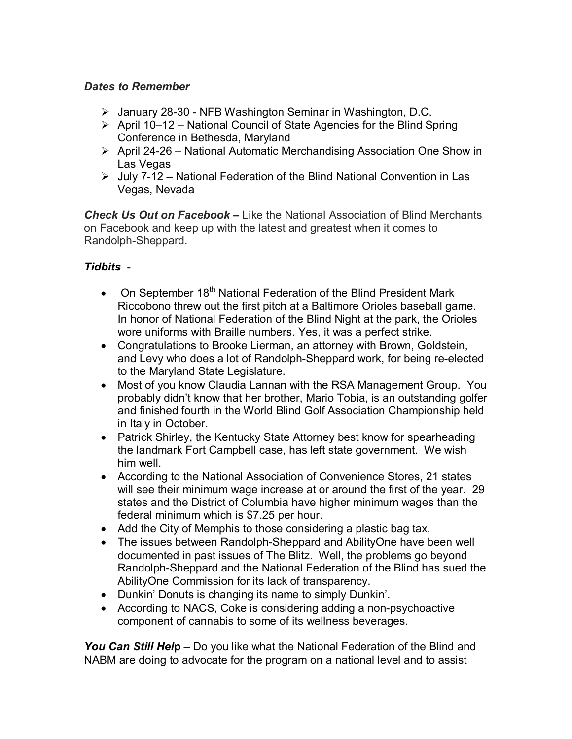***Dates to Remember***

- January 28-30 - NFB Washington Seminar in Washington, D.C.
- April 10–12 – National Council of State Agencies for the Blind Spring Conference in Bethesda, Maryland
- April 24-26 – National Automatic Merchandising Association One Show in Las Vegas
- July 7-12 – National Federation of the Blind National Convention in Las Vegas, Nevada

***Check Us Out on Facebook –*** Like the National Association of Blind Merchants on Facebook and keep up with the latest and greatest when it comes to Randolph-Sheppard.

***Tidbits*** -

- On September 18th National Federation of the Blind President Mark Riccobono threw out the first pitch at a Baltimore Orioles baseball game. In honor of National Federation of the Blind Night at the park, the Orioles wore uniforms with Braille numbers. Yes, it was a perfect strike.
- Congratulations to Brooke Lierman, an attorney with Brown, Goldstein, and Levy who does a lot of Randolph-Sheppard work, for being re-elected to the Maryland State Legislature.
- Most of you know Claudia Lannan with the RSA Management Group. You probably didn't know that her brother, Mario Tobia, is an outstanding golfer and finished fourth in the World Blind Golf Association Championship held in Italy in October.
- Patrick Shirley, the Kentucky State Attorney best know for spearheading the landmark Fort Campbell case, has left state government. We wish him well.
- According to the National Association of Convenience Stores, 21 states will see their minimum wage increase at or around the first of the year. 29 states and the District of Columbia have higher minimum wages than the federal minimum which is $7.25 per hour.
- Add the City of Memphis to those considering a plastic bag tax.
- The issues between Randolph-Sheppard and AbilityOne have been well documented in past issues of The Blitz. Well, the problems go beyond Randolph-Sheppard and the National Federation of the Blind has sued the AbilityOne Commission for its lack of transparency.
- Dunkin' Donuts is changing its name to simply Dunkin'.
- According to NACS, Coke is considering adding a non-psychoactive component of cannabis to some of its wellness beverages.

***You Can Still Help*** – Do you like what the National Federation of the Blind and NABM are doing to advocate for the program on a national level and to assist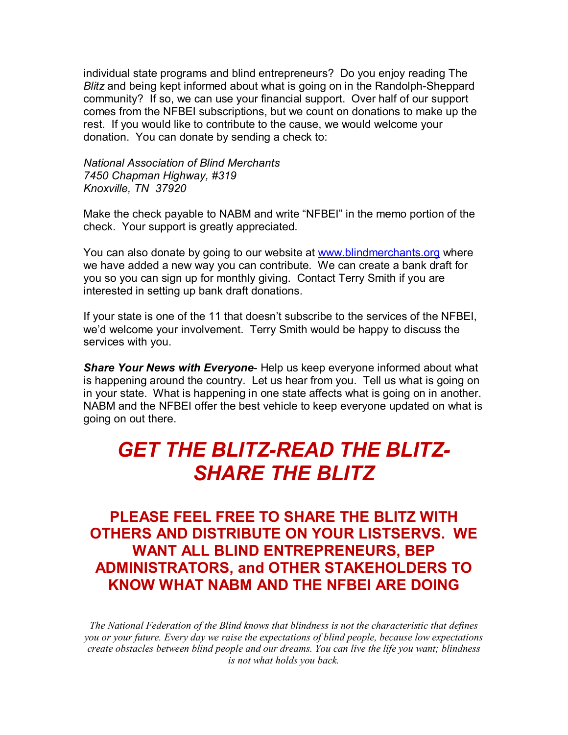individual state programs and blind entrepreneurs? Do you enjoy reading The *Blitz* and being kept informed about what is going on in the Randolph-Sheppard community? If so, we can use your financial support. Over half of our support comes from the NFBEI subscriptions, but we count on donations to make up the rest. If you would like to contribute to the cause, we would welcome your donation. You can donate by sending a check to:

*National Association of Blind Merchants*
*7450 Chapman Highway, #319*
*Knoxville, TN 37920*

Make the check payable to NABM and write "NFBEI" in the memo portion of the check. Your support is greatly appreciated.

You can also donate by going to our website at www.blindmerchants.org where we have added a new way you can contribute. We can create a bank draft for you so you can sign up for monthly giving. Contact Terry Smith if you are interested in setting up bank draft donations.

If your state is one of the 11 that doesn't subscribe to the services of the NFBEI, we'd welcome your involvement. Terry Smith would be happy to discuss the services with you.

***Share Your News with Everyone***- Help us keep everyone informed about what is happening around the country. Let us hear from you. Tell us what is going on in your state. What is happening in one state affects what is going on in another. NABM and the NFBEI offer the best vehicle to keep everyone updated on what is going on out there.

# *GET THE BLITZ-READ THE BLITZ-SHARE THE BLITZ*

## PLEASE FEEL FREE TO SHARE THE BLITZ WITH OTHERS AND DISTRIBUTE ON YOUR LISTSERVS. WE WANT ALL BLIND ENTREPRENEURS, BEP ADMINISTRATORS, and OTHER STAKEHOLDERS TO KNOW WHAT NABM AND THE NFBEI ARE DOING

*The National Federation of the Blind knows that blindness is not the characteristic that defines you or your future. Every day we raise the expectations of blind people, because low expectations create obstacles between blind people and our dreams. You can live the life you want; blindness is not what holds you back.*